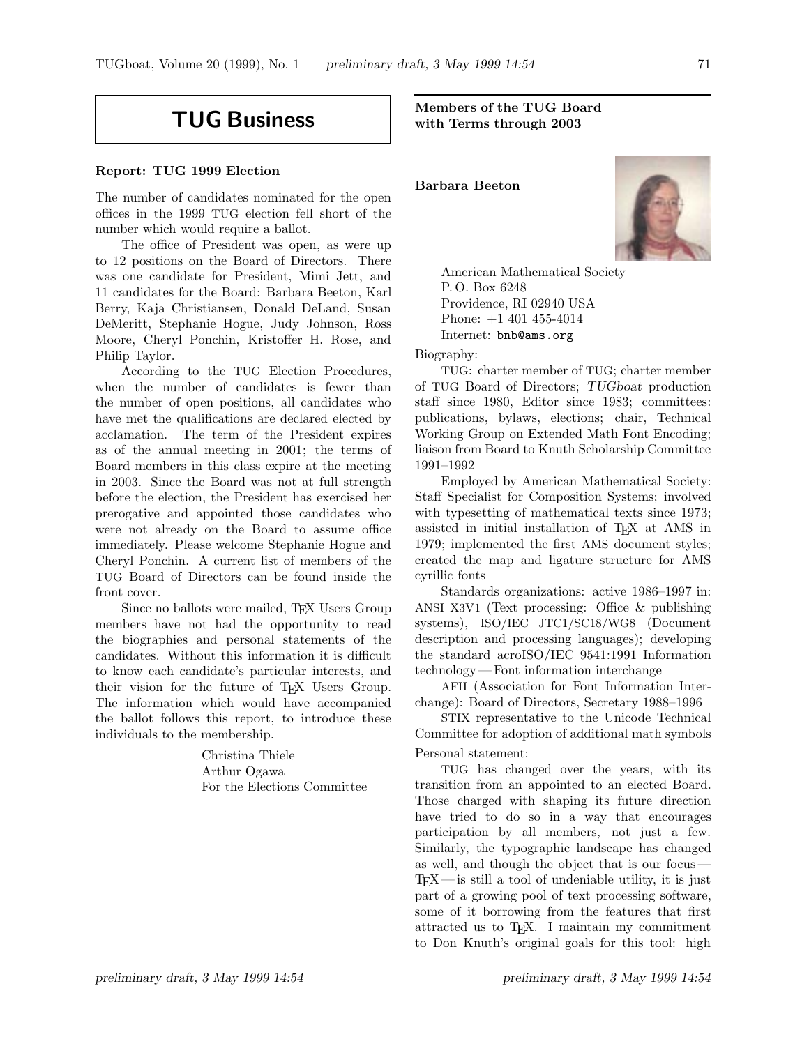# TUG Business

### Report: TUG 1999 Election

The number of candidates nominated for the open offices in the 1999 TUG election fell short of the number which would require a ballot.

The office of President was open, as were up to 12 positions on the Board of Directors. There was one candidate for President, Mimi Jett, and 11 candidates for the Board: Barbara Beeton, Karl Berry, Kaja Christiansen, Donald DeLand, Susan DeMeritt, Stephanie Hogue, Judy Johnson, Ross Moore, Cheryl Ponchin, Kristoffer H. Rose, and Philip Taylor.

According to the TUG Election Procedures, when the number of candidates is fewer than the number of open positions, all candidates who have met the qualifications are declared elected by acclamation. The term of the President expires as of the annual meeting in 2001; the terms of Board members in this class expire at the meeting in 2003. Since the Board was not at full strength before the election, the President has exercised her prerogative and appointed those candidates who were not already on the Board to assume office immediately. Please welcome Stephanie Hogue and Cheryl Ponchin. A current list of members of the TUG Board of Directors can be found inside the front cover.

Since no ballots were mailed, TeX Users Group members have not had the opportunity to read the biographies and personal statements of the candidates. Without this information it is difficult to know each candidate's particular interests, and their vision for the future of TeX Users Group. The information which would have accompanied the ballot follows this report, to introduce these individuals to the membership.

Christina Thiele
Arthur Ogawa
For the Elections Committee

### Members of the TUG Board with Terms through 2003

**Barbara Beeton**

American Mathematical Society
P. O. Box 6248
Providence, RI 02940 USA
Phone: +1 401 455-4014
Internet: bnb@ams.org

Biography:

TUG: charter member of TUG; charter member of TUG Board of Directors; *TUGboat* production staff since 1980, Editor since 1983; committees: publications, bylaws, elections; chair, Technical Working Group on Extended Math Font Encoding; liaison from Board to Knuth Scholarship Committee 1991–1992

Employed by American Mathematical Society: Staff Specialist for Composition Systems; involved with typesetting of mathematical texts since 1973; assisted in initial installation of TeX at AMS in 1979; implemented the first AMS document styles; created the map and ligature structure for AMS cyrillic fonts

Standards organizations: active 1986–1997 in: ANSI X3V1 (Text processing: Office & publishing systems), ISO/IEC JTC1/SC18/WG8 (Document description and processing languages); developing the standard acroISO/IEC 9541:1991 Information technology — Font information interchange

AFII (Association for Font Information Interchange): Board of Directors, Secretary 1988–1996

STIX representative to the Unicode Technical Committee for adoption of additional math symbols

Personal statement:

TUG has changed over the years, with its transition from an appointed to an elected Board. Those charged with shaping its future direction have tried to do so in a way that encourages participation by all members, not just a few. Similarly, the typographic landscape has changed as well, and though the object that is our focus — TeX — is still a tool of undeniable utility, it is just part of a growing pool of text processing software, some of it borrowing from the features that first attracted us to TeX. I maintain my commitment to Don Knuth's original goals for this tool: high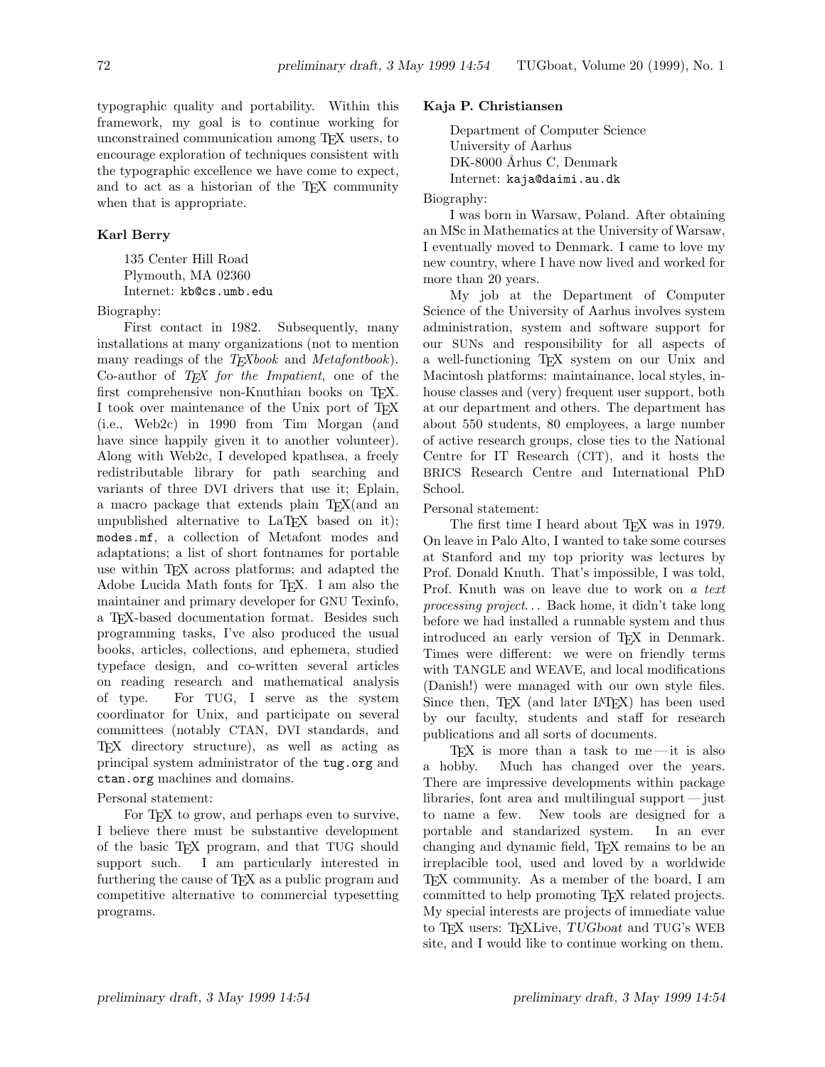typographic quality and portability. Within this framework, my goal is to continue working for unconstrained communication among TeX users, to encourage exploration of techniques consistent with the typographic excellence we have come to expect, and to act as a historian of the TeX community when that is appropriate.

**Karl Berry**

> 135 Center Hill Road
> Plymouth, MA 02360
> Internet: `kb@cs.umb.edu`

Biography:

First contact in 1982. Subsequently, many installations at many organizations (not to mention many readings of the *TeXbook* and *Metafontbook*). Co-author of *TeX for the Impatient*, one of the first comprehensive non-Knuthian books on TeX. I took over maintenance of the Unix port of TeX (i.e., Web2c) in 1990 from Tim Morgan (and have since happily given it to another volunteer). Along with Web2c, I developed kpathsea, a freely redistributable library for path searching and variants of three DVI drivers that use it; Eplain, a macro package that extends plain TeX(and an unpublished alternative to LaTeX based on it); `modes.mf`, a collection of Metafont modes and adaptations; a list of short fontnames for portable use within TeX across platforms; and adapted the Adobe Lucida Math fonts for TeX. I am also the maintainer and primary developer for GNU Texinfo, a TeX-based documentation format. Besides such programming tasks, I've also produced the usual books, articles, collections, and ephemera, studied typeface design, and co-written several articles on reading research and mathematical analysis of type. For TUG, I serve as the system coordinator for Unix, and participate on several committees (notably CTAN, DVI standards, and TeX directory structure), as well as acting as principal system administrator of the `tug.org` and `ctan.org` machines and domains.

Personal statement:

For TeX to grow, and perhaps even to survive, I believe there must be substantive development of the basic TeX program, and that TUG should support such. I am particularly interested in furthering the cause of TeX as a public program and competitive alternative to commercial typesetting programs.

**Kaja P. Christiansen**

> Department of Computer Science
> University of Aarhus
> DK-8000 Århus C, Denmark
> Internet: `kaja@daimi.au.dk`

Biography:

I was born in Warsaw, Poland. After obtaining an MSc in Mathematics at the University of Warsaw, I eventually moved to Denmark. I came to love my new country, where I have now lived and worked for more than 20 years.

My job at the Department of Computer Science of the University of Aarhus involves system administration, system and software support for our SUNs and responsibility for all aspects of a well-functioning TeX system on our Unix and Macintosh platforms: maintainance, local styles, in-house classes and (very) frequent user support, both at our department and others. The department has about 550 students, 80 employees, a large number of active research groups, close ties to the National Centre for IT Research (CIT), and it hosts the BRICS Research Centre and International PhD School.

Personal statement:

The first time I heard about TeX was in 1979. On leave in Palo Alto, I wanted to take some courses at Stanford and my top priority was lectures by Prof. Donald Knuth. That's impossible, I was told, Prof. Knuth was on leave due to work on *a text processing project*... Back home, it didn't take long before we had installed a runnable system and thus introduced an early version of TeX in Denmark. Times were different: we were on friendly terms with TANGLE and WEAVE, and local modifications (Danish!) were managed with our own style files. Since then, TeX (and later LaTeX) has been used by our faculty, students and staff for research publications and all sorts of documents.

TeX is more than a task to me — it is also a hobby. Much has changed over the years. There are impressive developments within package libraries, font area and multilingual support — just to name a few. New tools are designed for a portable and standarized system. In an ever changing and dynamic field, TeX remains to be an irreplicable tool, used and loved by a worldwide TeX community. As a member of the board, I am committed to help promoting TeX related projects. My special interests are projects of immediate value to TeX users: TeXLive, *TUGboat* and TUG's WEB site, and I would like to continue working on them.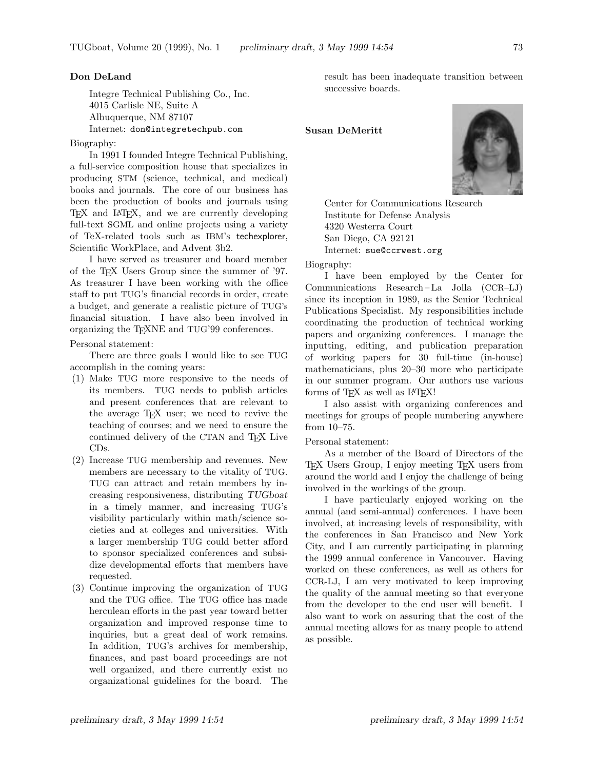**Don DeLand**

Integre Technical Publishing Co., Inc.
4015 Carlisle NE, Suite A
Albuquerque, NM 87107
Internet: don@integretechpub.com

Biography:

In 1991 I founded Integre Technical Publishing, a full-service composition house that specializes in producing STM (science, technical, and medical) books and journals. The core of our business has been the production of books and journals using TEX and LATEX, and we are currently developing full-text SGML and online projects using a variety of TeX-related tools such as IBM's techexplorer, Scientific WorkPlace, and Advent 3b2.

I have served as treasurer and board member of the TEX Users Group since the summer of '97. As treasurer I have been working with the office staff to put TUG's financial records in order, create a budget, and generate a realistic picture of TUG's financial situation. I have also been involved in organizing the TEXNE and TUG'99 conferences.

Personal statement:

There are three goals I would like to see TUG accomplish in the coming years:

(1) Make TUG more responsive to the needs of its members. TUG needs to publish articles and present conferences that are relevant to the average TEX user; we need to revive the teaching of courses; and we need to ensure the continued delivery of the CTAN and TEX Live CDs.
(2) Increase TUG membership and revenues. New members are necessary to the vitality of TUG. TUG can attract and retain members by increasing responsiveness, distributing *TUGboat* in a timely manner, and increasing TUG's visibility particularly within math/science societies and at colleges and universities. With a larger membership TUG could better afford to sponsor specialized conferences and subsidize developmental efforts that members have requested.
(3) Continue improving the organization of TUG and the TUG office. The TUG office has made herculean efforts in the past year toward better organization and improved response time to inquiries, but a great deal of work remains. In addition, TUG's archives for membership, finances, and past board proceedings are not well organized, and there currently exist no organizational guidelines for the board. The result has been inadequate transition between successive boards.

**Susan DeMeritt**

Center for Communications Research
Institute for Defense Analysis
4320 Westerra Court
San Diego, CA 92121
Internet: sue@ccrwest.org

Biography:

I have been employed by the Center for Communications Research – La Jolla (CCR–LJ) since its inception in 1989, as the Senior Technical Publications Specialist. My responsibilities include coordinating the production of technical working papers and organizing conferences. I manage the inputting, editing, and publication preparation of working papers for 30 full-time (in-house) mathematicians, plus 20–30 more who participate in our summer program. Our authors use various forms of TEX as well as LATEX!

I also assist with organizing conferences and meetings for groups of people numbering anywhere from 10–75.

Personal statement:

As a member of the Board of Directors of the TEX Users Group, I enjoy meeting TEX users from around the world and I enjoy the challenge of being involved in the workings of the group.

I have particularly enjoyed working on the annual (and semi-annual) conferences. I have been involved, at increasing levels of responsibility, with the conferences in San Francisco and New York City, and I am currently participating in planning the 1999 annual conference in Vancouver. Having worked on these conferences, as well as others for CCR-LJ, I am very motivated to keep improving the quality of the annual meeting so that everyone from the developer to the end user will benefit. I also want to work on assuring that the cost of the annual meeting allows for as many people to attend as possible.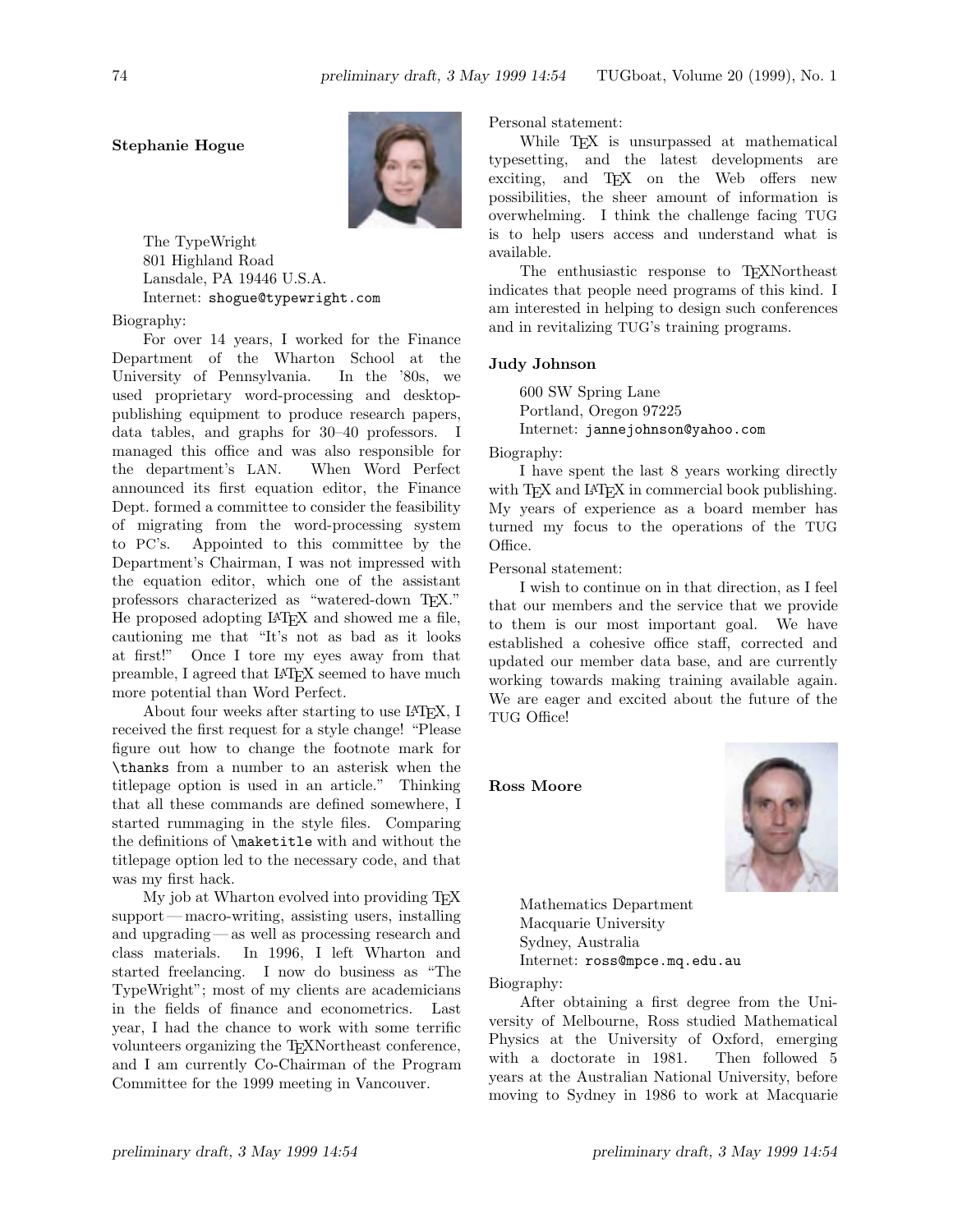**Stephanie Hogue**

The TypeWright
801 Highland Road
Lansdale, PA 19446 U.S.A.
Internet: shogue@typewright.com

Biography:

For over 14 years, I worked for the Finance Department of the Wharton School at the University of Pennsylvania. In the '80s, we used proprietary word-processing and desktop-publishing equipment to produce research papers, data tables, and graphs for 30–40 professors. I managed this office and was also responsible for the department's LAN. When Word Perfect announced its first equation editor, the Finance Dept. formed a committee to consider the feasibility of migrating from the word-processing system to PC's. Appointed to this committee by the Department's Chairman, I was not impressed with the equation editor, which one of the assistant professors characterized as "watered-down TeX." He proposed adopting LaTeX and showed me a file, cautioning me that "It's not as bad as it looks at first!" Once I tore my eyes away from that preamble, I agreed that LaTeX seemed to have much more potential than Word Perfect.

About four weeks after starting to use LaTeX, I received the first request for a style change! "Please figure out how to change the footnote mark for `\thanks` from a number to an asterisk when the titlepage option is used in an article." Thinking that all these commands are defined somewhere, I started rummaging in the style files. Comparing the definitions of `\maketitle` with and without the titlepage option led to the necessary code, and that was my first hack.

My job at Wharton evolved into providing TeX support — macro-writing, assisting users, installing and upgrading — as well as processing research and class materials. In 1996, I left Wharton and started freelancing. I now do business as "The TypeWright"; most of my clients are academicians in the fields of finance and econometrics. Last year, I had the chance to work with some terrific volunteers organizing the TeXNortheast conference, and I am currently Co-Chairman of the Program Committee for the 1999 meeting in Vancouver.

Personal statement:

While TeX is unsurpassed at mathematical typesetting, and the latest developments are exciting, and TeX on the Web offers new possibilities, the sheer amount of information is overwhelming. I think the challenge facing TUG is to help users access and understand what is available.

The enthusiastic response to TeXNortheast indicates that people need programs of this kind. I am interested in helping to design such conferences and in revitalizing TUG's training programs.

**Judy Johnson**

600 SW Spring Lane
Portland, Oregon 97225
Internet: jannejohnson@yahoo.com

Biography:

I have spent the last 8 years working directly with TeX and LaTeX in commercial book publishing. My years of experience as a board member has turned my focus to the operations of the TUG Office.

Personal statement:

I wish to continue on in that direction, as I feel that our members and the service that we provide to them is our most important goal. We have established a cohesive office staff, corrected and updated our member data base, and are currently working towards making training available again. We are eager and excited about the future of the TUG Office!

**Ross Moore**

Mathematics Department
Macquarie University
Sydney, Australia
Internet: ross@mpce.mq.edu.au

Biography:

After obtaining a first degree from the University of Melbourne, Ross studied Mathematical Physics at the University of Oxford, emerging with a doctorate in 1981. Then followed 5 years at the Australian National University, before moving to Sydney in 1986 to work at Macquarie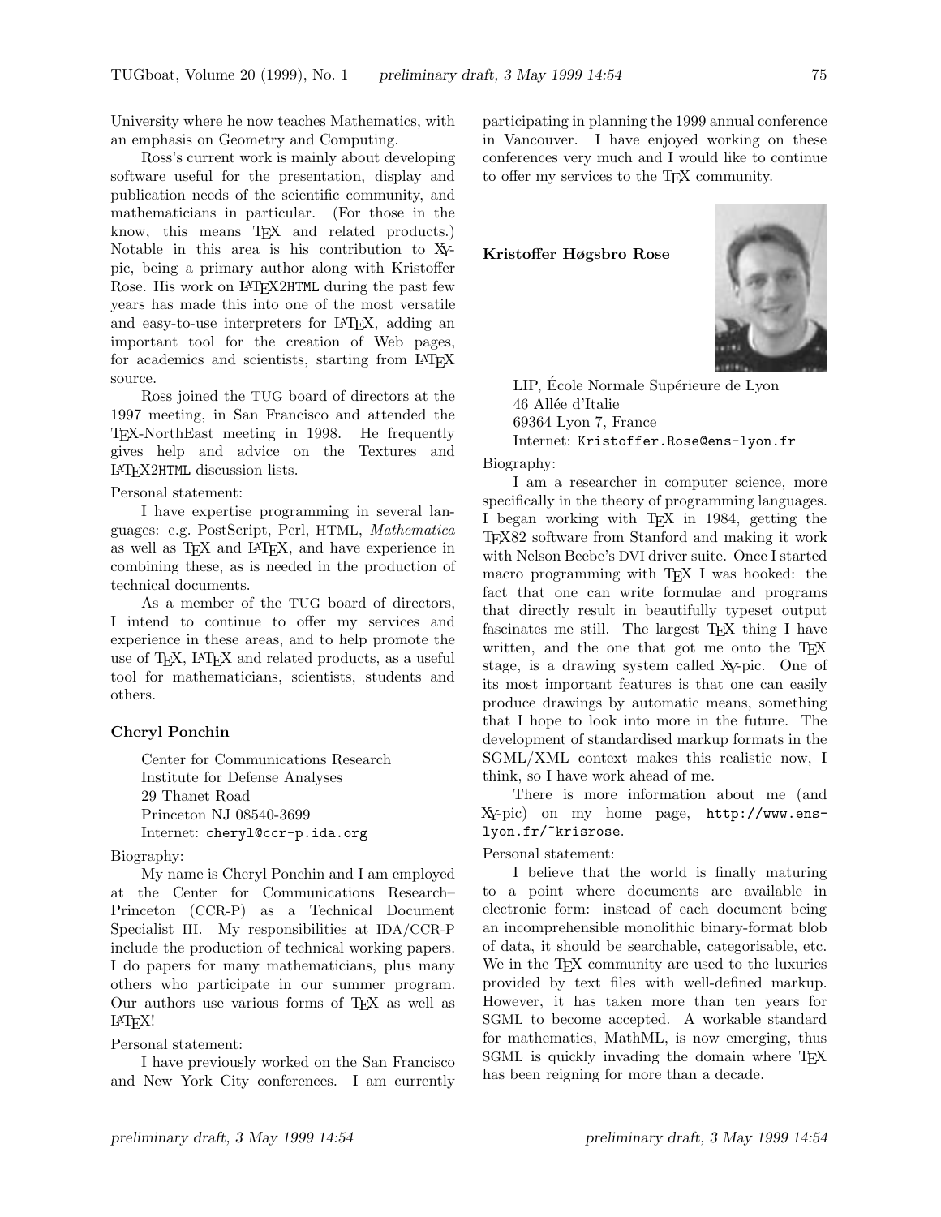University where he now teaches Mathematics, with an emphasis on Geometry and Computing.

Ross's current work is mainly about developing software useful for the presentation, display and publication needs of the scientific community, and mathematicians in particular. (For those in the know, this means TEX and related products.) Notable in this area is his contribution to XY-pic, being a primary author along with Kristoffer Rose. His work on LATEX2HTML during the past few years has made this into one of the most versatile and easy-to-use interpreters for LATEX, adding an important tool for the creation of Web pages, for academics and scientists, starting from LATEX source.

Ross joined the TUG board of directors at the 1997 meeting, in San Francisco and attended the TEX-NorthEast meeting in 1998. He frequently gives help and advice on the Textures and LATEX2HTML discussion lists.

Personal statement:

I have expertise programming in several languages: e.g. PostScript, Perl, HTML, *Mathematica* as well as TEX and LATEX, and have experience in combining these, as is needed in the production of technical documents.

As a member of the TUG board of directors, I intend to continue to offer my services and experience in these areas, and to help promote the use of TEX, LATEX and related products, as a useful tool for mathematicians, scientists, students and others.

### Cheryl Ponchin

Center for Communications Research
Institute for Defense Analyses
29 Thanet Road
Princeton NJ 08540-3699
Internet: `cheryl@ccr-p.ida.org`

Biography:

My name is Cheryl Ponchin and I am employed at the Center for Communications Research–Princeton (CCR-P) as a Technical Document Specialist III. My responsibilities at IDA/CCR-P include the production of technical working papers. I do papers for many mathematicians, plus many others who participate in our summer program. Our authors use various forms of TEX as well as LATEX!

Personal statement:

I have previously worked on the San Francisco and New York City conferences. I am currently participating in planning the 1999 annual conference in Vancouver. I have enjoyed working on these conferences very much and I would like to continue to offer my services to the TEX community.

### Kristoffer Høgsbro Rose

LIP, École Normale Supérieure de Lyon
46 Allée d'Italie
69364 Lyon 7, France
Internet: `Kristoffer.Rose@ens-lyon.fr`

Biography:

I am a researcher in computer science, more specifically in the theory of programming languages. I began working with TEX in 1984, getting the TEX82 software from Stanford and making it work with Nelson Beebe's DVI driver suite. Once I started macro programming with TEX I was hooked: the fact that one can write formulae and programs that directly result in beautifully typeset output fascinates me still. The largest TEX thing I have written, and the one that got me onto the TEX stage, is a drawing system called XY-pic. One of its most important features is that one can easily produce drawings by automatic means, something that I hope to look into more in the future. The development of standardised markup formats in the SGML/XML context makes this realistic now, I think, so I have work ahead of me.

There is more information about me (and XY-pic) on my home page, `http://www.ens-lyon.fr/~krisrose`.

Personal statement:

I believe that the world is finally maturing to a point where documents are available in electronic form: instead of each document being an incomprehensible monolithic binary-format blob of data, it should be searchable, categorisable, etc. We in the TEX community are used to the luxuries provided by text files with well-defined markup. However, it has taken more than ten years for SGML to become accepted. A workable standard for mathematics, MathML, is now emerging, thus SGML is quickly invading the domain where TEX has been reigning for more than a decade.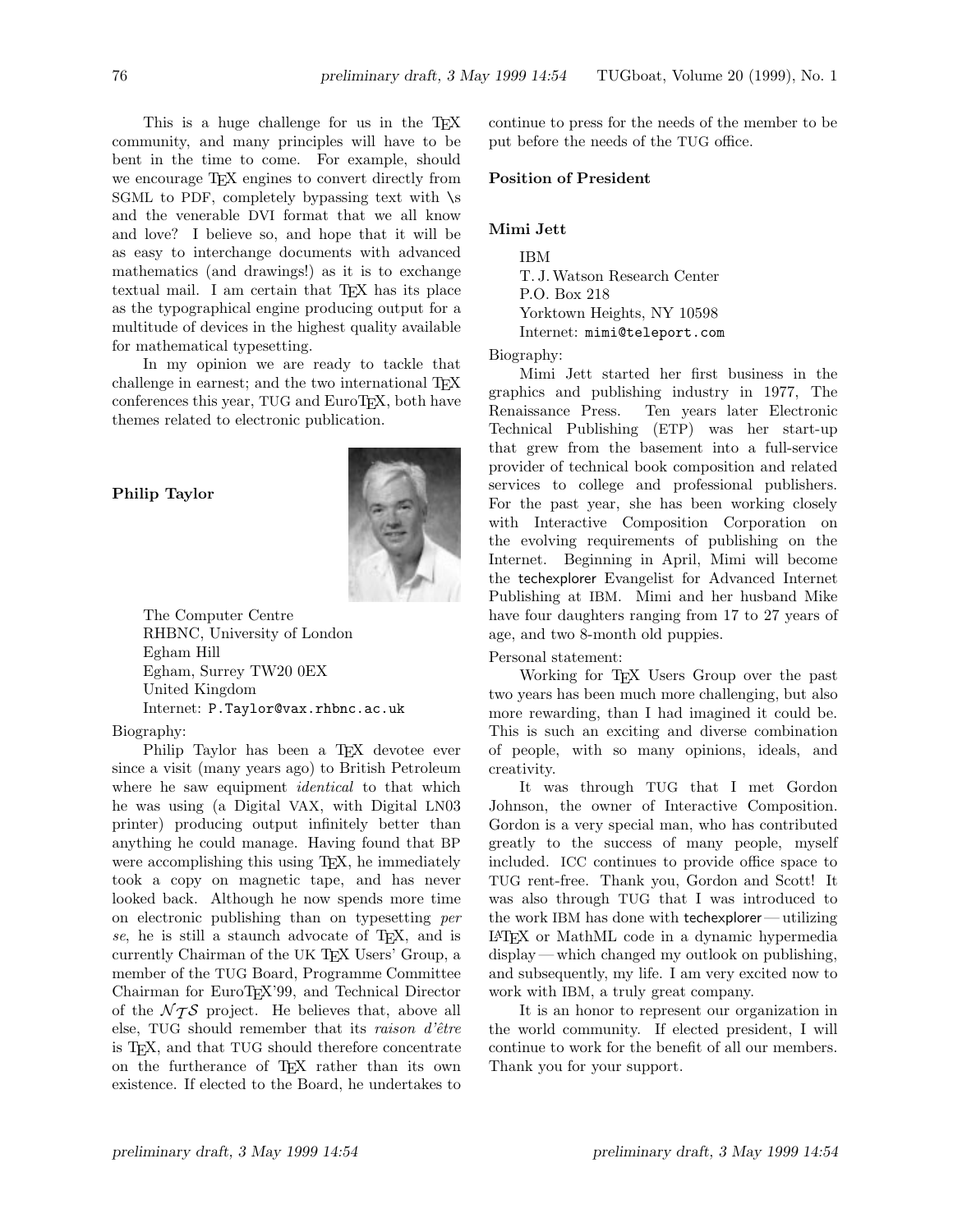This is a huge challenge for us in the TeX community, and many principles will have to be bent in the time to come. For example, should we encourage TeX engines to convert directly from SGML to PDF, completely bypassing text with \s and the venerable DVI format that we all know and love? I believe so, and hope that it will be as easy to interchange documents with advanced mathematics (and drawings!) as it is to exchange textual mail. I am certain that TeX has its place as the typographical engine producing output for a multitude of devices in the highest quality available for mathematical typesetting.

In my opinion we are ready to tackle that challenge in earnest; and the two international TeX conferences this year, TUG and EuroTeX, both have themes related to electronic publication.

**Philip Taylor**

The Computer Centre
RHBNC, University of London
Egham Hill
Egham, Surrey TW20 0EX
United Kingdom
Internet: `P.Taylor@vax.rhbnc.ac.uk`

Biography:

Philip Taylor has been a TeX devotee ever since a visit (many years ago) to British Petroleum where he saw equipment *identical* to that which he was using (a Digital VAX, with Digital LN03 printer) producing output infinitely better than anything he could manage. Having found that BP were accomplishing this using TeX, he immediately took a copy on magnetic tape, and has never looked back. Although he now spends more time on electronic publishing than on typesetting *per se*, he is still a staunch advocate of TeX, and is currently Chairman of the UK TeX Users' Group, a member of the TUG Board, Programme Committee Chairman for EuroTeX'99, and Technical Director of the $\mathcal{NTS}$ project. He believes that, above all else, TUG should remember that its *raison d'être* is TeX, and that TUG should therefore concentrate on the furtherance of TeX rather than its own existence. If elected to the Board, he undertakes to continue to press for the needs of the member to be put before the needs of the TUG office.

**Position of President**

**Mimi Jett**

IBM
T. J. Watson Research Center
P.O. Box 218
Yorktown Heights, NY 10598
Internet: `mimi@teleport.com`

Biography:

Mimi Jett started her first business in the graphics and publishing industry in 1977, The Renaissance Press. Ten years later Electronic Technical Publishing (ETP) was her start-up that grew from the basement into a full-service provider of technical book composition and related services to college and professional publishers. For the past year, she has been working closely with Interactive Composition Corporation on the evolving requirements of publishing on the Internet. Beginning in April, Mimi will become the techexplorer Evangelist for Advanced Internet Publishing at IBM. Mimi and her husband Mike have four daughters ranging from 17 to 27 years of age, and two 8-month old puppies.

Personal statement:

Working for TeX Users Group over the past two years has been much more challenging, but also more rewarding, than I had imagined it could be. This is such an exciting and diverse combination of people, with so many opinions, ideals, and creativity.

It was through TUG that I met Gordon Johnson, the owner of Interactive Composition. Gordon is a very special man, who has contributed greatly to the success of many people, myself included. ICC continues to provide office space to TUG rent-free. Thank you, Gordon and Scott! It was also through TUG that I was introduced to the work IBM has done with techexplorer — utilizing LaTeX or MathML code in a dynamic hypermedia display — which changed my outlook on publishing, and subsequently, my life. I am very excited now to work with IBM, a truly great company.

It is an honor to represent our organization in the world community. If elected president, I will continue to work for the benefit of all our members. Thank you for your support.